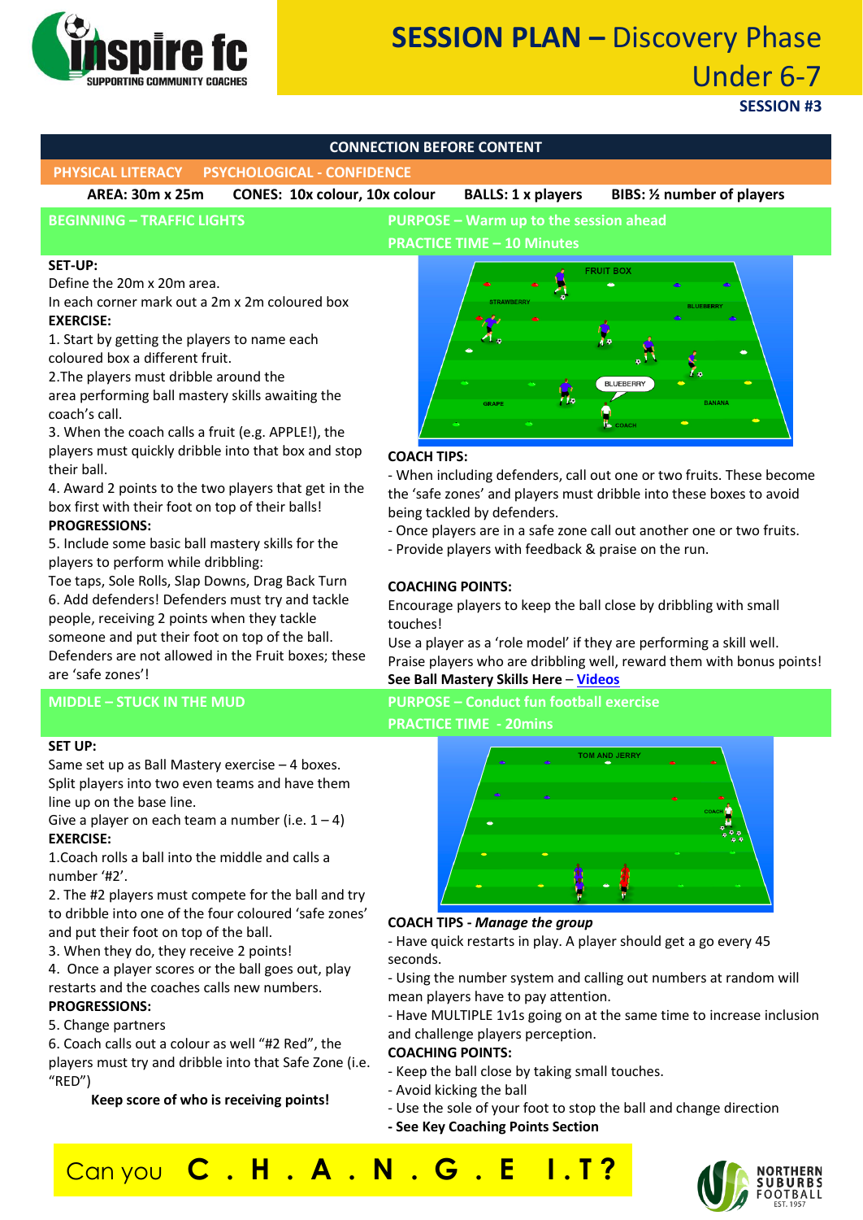# SESSION PLAN – Discovery Phase Under 6-7

**SESSION #3**

**CONNECTION BEFORE CONTENT**

**PHYSICAL LITERACY** — **PSYCHOLOGICAL - CONFIDENCE**

**AREA: 30m x 25m** | **CONES: 10x colour, 10x colour** | **BALLS: 1 x players** | **BIBS: ½ number of players**

## BEGINNING – TRAFFIC LIGHTS

**PURPOSE – Warm up to the session ahead**

**PRACTICE TIME – 10 Minutes**

**SET-UP:**

Define the 20m x 20m area.

In each corner mark out a 2m x 2m coloured box

**EXERCISE:**

1. Start by getting the players to name each coloured box a different fruit.
2. The players must dribble around the area performing ball mastery skills awaiting the coach's call.
3. When the coach calls a fruit (e.g. APPLE!), the players must quickly dribble into that box and stop their ball.
4. Award 2 points to the two players that get in the box first with their foot on top of their balls!

**PROGRESSIONS:**

5. Include some basic ball mastery skills for the players to perform while dribbling:
Toe taps, Sole Rolls, Slap Downs, Drag Back Turn
6. Add defenders! Defenders must try and tackle people, receiving 2 points when they tackle someone and put their foot on top of the ball. Defenders are not allowed in the Fruit boxes; these are 'safe zones'!

**COACH TIPS:**

- When including defenders, call out one or two fruits. These become the 'safe zones' and players must dribble into these boxes to avoid being tackled by defenders.
- Once players are in a safe zone call out another one or two fruits.
- Provide players with feedback & praise on the run.

**COACHING POINTS:**

Encourage players to keep the ball close by dribbling with small touches!

Use a player as a 'role model' if they are performing a skill well.

Praise players who are dribbling well, reward them with bonus points!

**See Ball Mastery Skills Here – Videos**

## MIDDLE – STUCK IN THE MUD

**PURPOSE – Conduct fun football exercise**

**PRACTICE TIME - 20mins**

**SET UP:**

Same set up as Ball Mastery exercise – 4 boxes.

Split players into two even teams and have them line up on the base line.

Give a player on each team a number (i.e. 1 – 4)

**EXERCISE:**

1. Coach rolls a ball into the middle and calls a number '#2'.
2. The #2 players must compete for the ball and try to dribble into one of the four coloured 'safe zones' and put their foot on top of the ball.
3. When they do, they receive 2 points!
4. Once a player scores or the ball goes out, play restarts and the coaches calls new numbers.

**PROGRESSIONS:**

5. Change partners
6. Coach calls out a colour as well "#2 Red", the players must try and dribble into that Safe Zone (i.e. "RED")

**Keep score of who is receiving points!**

**COACH TIPS -** ***Manage the group***

- Have quick restarts in play. A player should get a go every 45 seconds.
- Using the number system and calling out numbers at random will mean players have to pay attention.
- Have MULTIPLE 1v1s going on at the same time to increase inclusion and challenge players perception.

**COACHING POINTS:**

- Keep the ball close by taking small touches.
- Avoid kicking the ball
- Use the sole of your foot to stop the ball and change direction
- **See Key Coaching Points Section**

Can you **C . H . A . N . G . E I . T ?**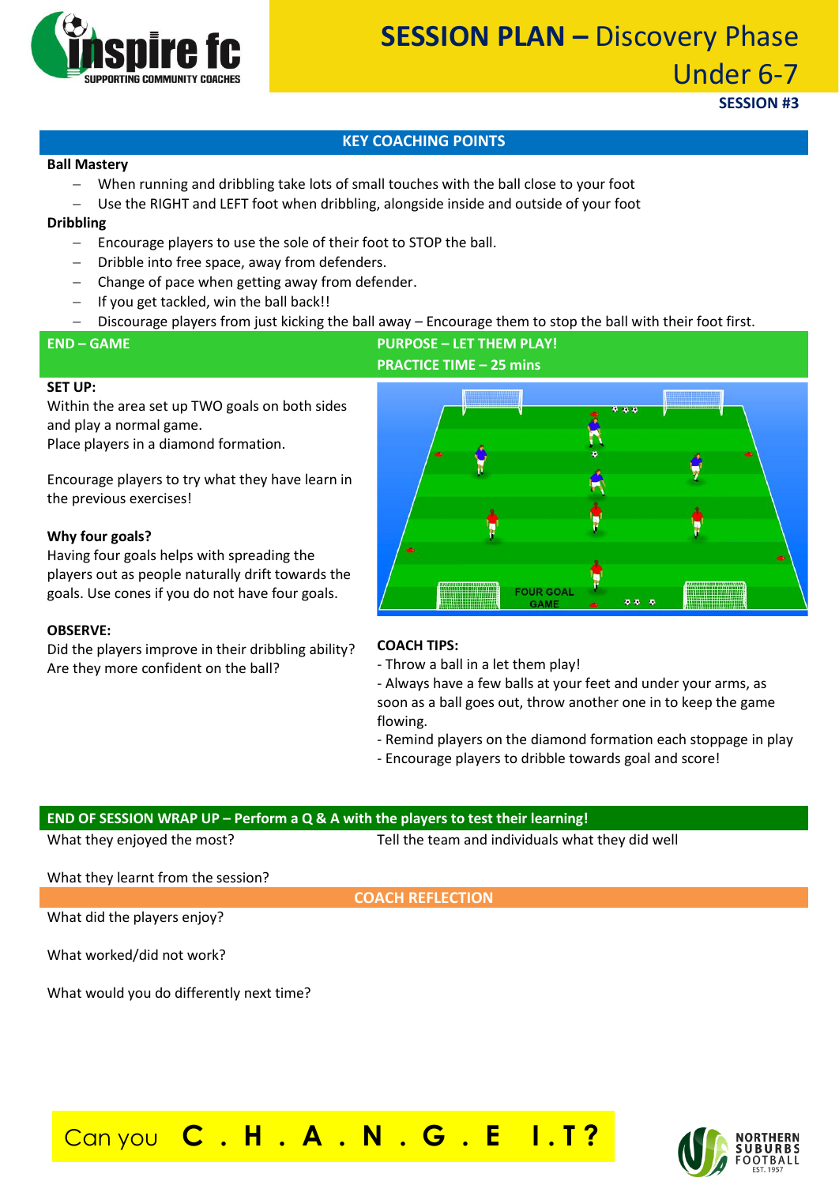# SESSION PLAN – Discovery Phase Under 6-7

**SESSION #3**

## KEY COACHING POINTS

**Ball Mastery**

- When running and dribbling take lots of small touches with the ball close to your foot
- Use the RIGHT and LEFT foot when dribbling, alongside inside and outside of your foot

**Dribbling**

- Encourage players to use the sole of their foot to STOP the ball.
- Dribble into free space, away from defenders.
- Change of pace when getting away from defender.
- If you get tackled, win the ball back!!
- Discourage players from just kicking the ball away – Encourage them to stop the ball with their foot first.

## END – GAME

**PURPOSE – LET THEM PLAY!**

**PRACTICE TIME – 25 mins**

**SET UP:**

Within the area set up TWO goals on both sides and play a normal game.
Place players in a diamond formation.

Encourage players to try what they have learn in the previous exercises!

**Why four goals?**

Having four goals helps with spreading the players out as people naturally drift towards the goals. Use cones if you do not have four goals.

FOUR GOAL GAME

**OBSERVE:**

Did the players improve in their dribbling ability?
Are they more confident on the ball?

**COACH TIPS:**

- Throw a ball in a let them play!
- Always have a few balls at your feet and under your arms, as soon as a ball goes out, throw another one in to keep the game flowing.
- Remind players on the diamond formation each stoppage in play
- Encourage players to dribble towards goal and score!

## END OF SESSION WRAP UP – Perform a Q & A with the players to test their learning!

What they enjoyed the most?

Tell the team and individuals what they did well

What they learnt from the session?

## COACH REFLECTION

What did the players enjoy?

What worked/did not work?

What would you do differently next time?

Can you **C . H . A . N . G . E I . T ?**